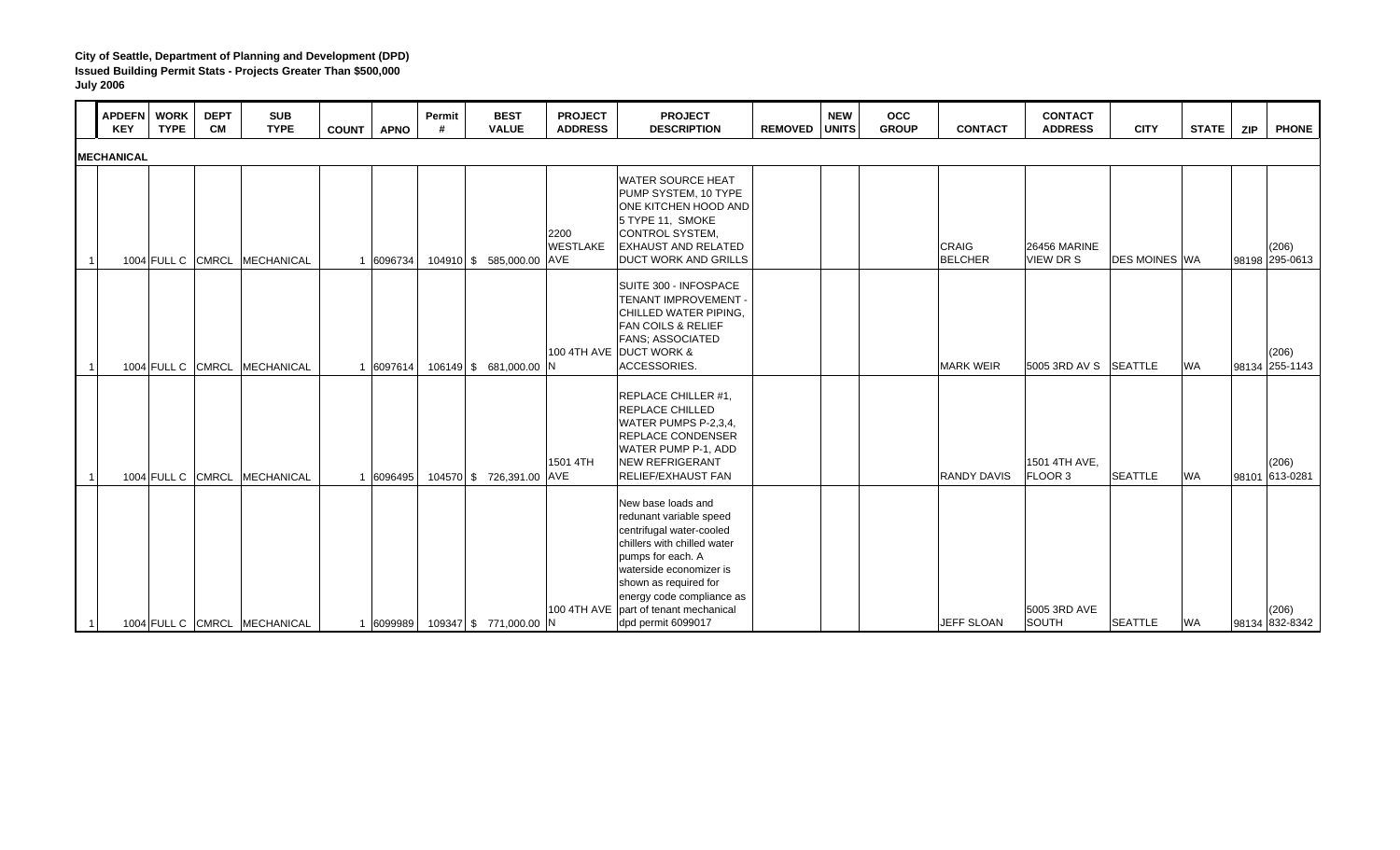**City of Seattle, Department of Planning and Development (DPD)**
**Issued Building Permit Stats - Projects Greater Than $500,000**
**July 2006**

| | APDEFN KEY | WORK TYPE | DEPT CM | SUB TYPE | COUNT | APNO | Permit # | BEST VALUE | PROJECT ADDRESS | PROJECT DESCRIPTION | REMOVED | NEW UNITS | OCC GROUP | CONTACT | CONTACT ADDRESS | CITY | STATE | ZIP | PHONE |
|---|---|---|---|---|---|---|---|---|---|---|---|---|---|---|---|---|---|---|---|
| **MECHANICAL** | | | | | | | | | | | | | | | | | | | |
| 1 | 1004 | FULL C | CMRCL | MECHANICAL | 1 | 6096734 | 104910 | $ 585,000.00 | 2200 WESTLAKE AVE | WATER SOURCE HEAT PUMP SYSTEM, 10 TYPE ONE KITCHEN HOOD AND 5 TYPE 11, SMOKE CONTROL SYSTEM, EXHAUST AND RELATED DUCT WORK AND GRILLS | | | | CRAIG BELCHER | 26456 MARINE VIEW DR S | DES MOINES | WA | 98198 | (206) 295-0613 |
| 1 | 1004 | FULL C | CMRCL | MECHANICAL | 1 | 6097614 | 106149 | $ 681,000.00 | 100 4TH AVE N | SUITE 300 - INFOSPACE TENANT IMPROVEMENT - CHILLED WATER PIPING, FAN COILS & RELIEF FANS; ASSOCIATED DUCT WORK & ACCESSORIES. | | | | MARK WEIR | 5005 3RD AV S | SEATTLE | WA | 98134 | (206) 255-1143 |
| 1 | 1004 | FULL C | CMRCL | MECHANICAL | 1 | 6096495 | 104570 | $ 726,391.00 | 1501 4TH AVE | REPLACE CHILLER #1, REPLACE CHILLED WATER PUMPS P-2,3,4, REPLACE CONDENSER WATER PUMP P-1, ADD NEW REFRIGERANT RELIEF/EXHAUST FAN | | | | RANDY DAVIS | 1501 4TH AVE, FLOOR 3 | SEATTLE | WA | 98101 | (206) 613-0281 |
| 1 | 1004 | FULL C | CMRCL | MECHANICAL | 1 | 6099989 | 109347 | $ 771,000.00 | 100 4TH AVE N | New base loads and redunant variable speed centrifugal water-cooled chillers with chilled water pumps for each. A waterside economizer is shown as required for energy code compliance as part of tenant mechanical dpd permit 6099017 | | | | JEFF SLOAN | 5005 3RD AVE SOUTH | SEATTLE | WA | 98134 | (206) 832-8342 |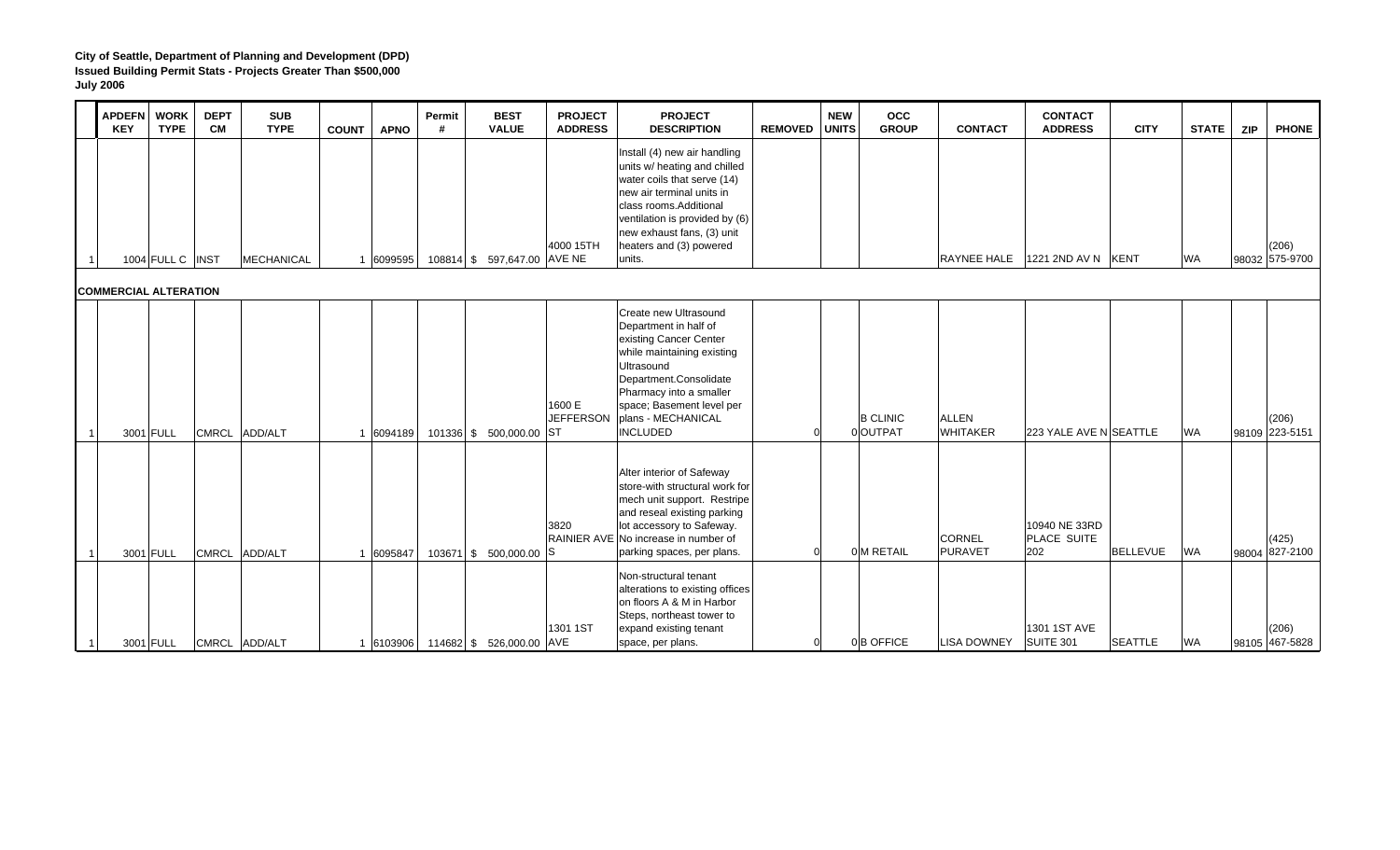**City of Seattle, Department of Planning and Development (DPD)**
**Issued Building Permit Stats - Projects Greater Than $500,000**
**July 2006**

| | APDEFN KEY | WORK TYPE | DEPT CM | SUB TYPE | COUNT | APNO | Permit # | BEST VALUE | PROJECT ADDRESS | PROJECT DESCRIPTION | REMOVED | NEW UNITS | OCC GROUP | CONTACT | CONTACT ADDRESS | CITY | STATE | ZIP | PHONE |
|---|---|---|---|---|---|---|---|---|---|---|---|---|---|---|---|---|---|---|---|
| 1 | 1004 | FULL C | INST | MECHANICAL | 1 | 6099595 | 108814 | $ 597,647.00 | 4000 15TH AVE NE | Install (4) new air handling units w/ heating and chilled water coils that serve (14) new air terminal units in class rooms.Additional ventilation is provided by (6) new exhaust fans, (3) unit heaters and (3) powered units. | | | | RAYNEE HALE | 1221 2ND AV N | KENT | WA | 98032 | (206) 575-9700 |
| **COMMERCIAL ALTERATION** | | | | | | | | | | | | | | | | | | | |
| 1 | 3001 | FULL | CMRCL | ADD/ALT | 1 | 6094189 | 101336 | $ 500,000.00 | 1600 E JEFFERSON ST | Create new Ultrasound Department in half of existing Cancer Center while maintaining existing Ultrasound Department.Consolidate Pharmacy into a smaller space; Basement level per plans - MECHANICAL INCLUDED | 0 | 0 | B CLINIC OUTPAT | ALLEN WHITAKER | 223 YALE AVE N | SEATTLE | WA | 98109 | (206) 223-5151 |
| 1 | 3001 | FULL | CMRCL | ADD/ALT | 1 | 6095847 | 103671 | $ 500,000.00 | 3820 RAINIER AVE S | Alter interior of Safeway store-with structural work for mech unit support. Restripe and reseal existing parking lot accessory to Safeway. No increase in number of parking spaces, per plans. | 0 | 0 | M RETAIL | CORNEL PURAVET | 10940 NE 33RD PLACE SUITE 202 | BELLEVUE | WA | 98004 | (425) 827-2100 |
| 1 | 3001 | FULL | CMRCL | ADD/ALT | 1 | 6103906 | 114682 | $ 526,000.00 | 1301 1ST AVE | Non-structural tenant alterations to existing offices on floors A & M in Harbor Steps, northeast tower to expand existing tenant space, per plans. | 0 | 0 | B OFFICE | LISA DOWNEY | 1301 1ST AVE SUITE 301 | SEATTLE | WA | 98105 | (206) 467-5828 |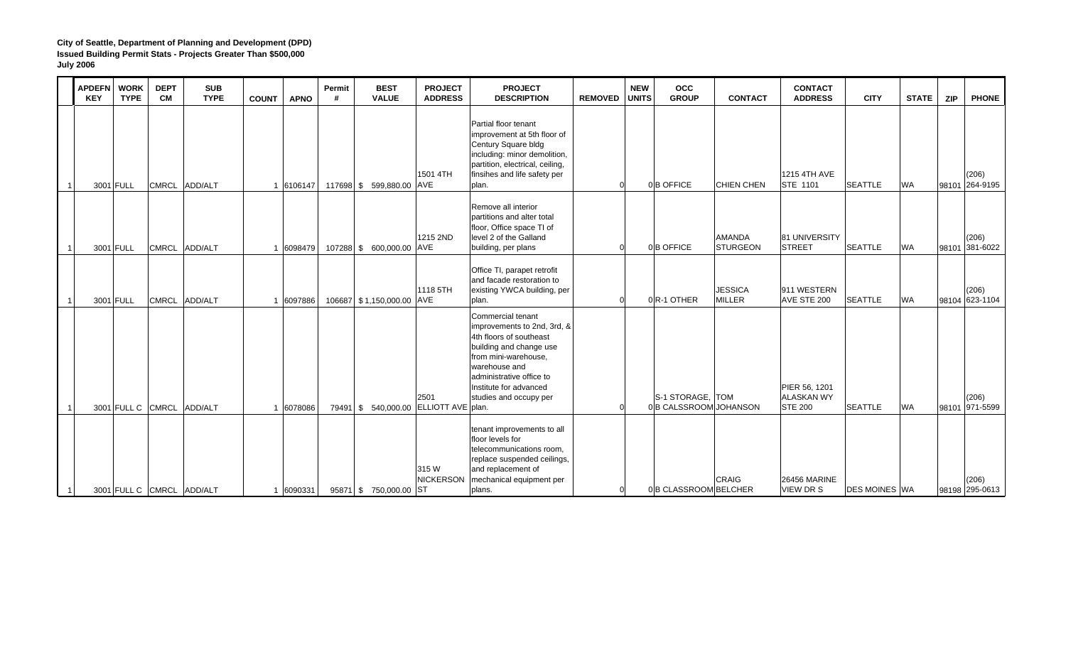**City of Seattle, Department of Planning and Development (DPD)**
**Issued Building Permit Stats - Projects Greater Than $500,000**
**July 2006**

| | APDEFN KEY | WORK TYPE | DEPT CM | SUB TYPE | COUNT | APNO | Permit # | BEST VALUE | PROJECT ADDRESS | PROJECT DESCRIPTION | REMOVED | NEW UNITS | OCC GROUP | CONTACT | CONTACT ADDRESS | CITY | STATE | ZIP | PHONE |
|---|---|---|---|---|---|---|---|---|---|---|---|---|---|---|---|---|---|---|---|
| 1 | 3001 | FULL | CMRCL | ADD/ALT | 1 | 6106147 | 117698 | $ 599,880.00 | 1501 4TH AVE | Partial floor tenant improvement at 5th floor of Century Square bldg including: minor demolition, partition, electrical, ceiling, finsihes and life safety per plan. | 0 | 0 | B OFFICE | CHIEN CHEN | 1215 4TH AVE STE 1101 | SEATTLE | WA | 98101 | (206) 264-9195 |
| 1 | 3001 | FULL | CMRCL | ADD/ALT | 1 | 6098479 | 107288 | $ 600,000.00 | 1215 2ND AVE | Remove all interior partitions and alter total floor, Office space TI of level 2 of the Galland building, per plans | 0 | 0 | B OFFICE | AMANDA STURGEON | 81 UNIVERSITY STREET | SEATTLE | WA | 98101 | (206) 381-6022 |
| 1 | 3001 | FULL | CMRCL | ADD/ALT | 1 | 6097886 | 106687 | $ 1,150,000.00 | 1118 5TH AVE | Office TI, parapet retrofit and facade restoration to existing YWCA building, per plan. | 0 | 0 | R-1 OTHER | JESSICA MILLER | 911 WESTERN AVE STE 200 | SEATTLE | WA | 98104 | (206) 623-1104 |
| 1 | 3001 | FULL C | CMRCL | ADD/ALT | 1 | 6078086 | 79491 | $ 540,000.00 | 2501 ELLIOTT AVE | Commercial tenant improvements to 2nd, 3rd, & 4th floors of southeast building and change use from mini-warehouse, warehouse and administrative office to Institute for advanced studies and occupy per plan. | 0 | 0 | S-1 STORAGE, B CALSSROOM | TOM JOHANSON | PIER 56, 1201 ALASKAN WY STE 200 | SEATTLE | WA | 98101 | (206) 971-5599 |
| 1 | 3001 | FULL C | CMRCL | ADD/ALT | 1 | 6090331 | 95871 | $ 750,000.00 | 315 W NICKERSON ST | tenant improvements to all floor levels for telecommunications room, replace suspended ceilings, and replacement of mechanical equipment per plans. | 0 | 0 | B CLASSROOM | CRAIG BELCHER | 26456 MARINE VIEW DR S | DES MOINES | WA | 98198 | (206) 295-0613 |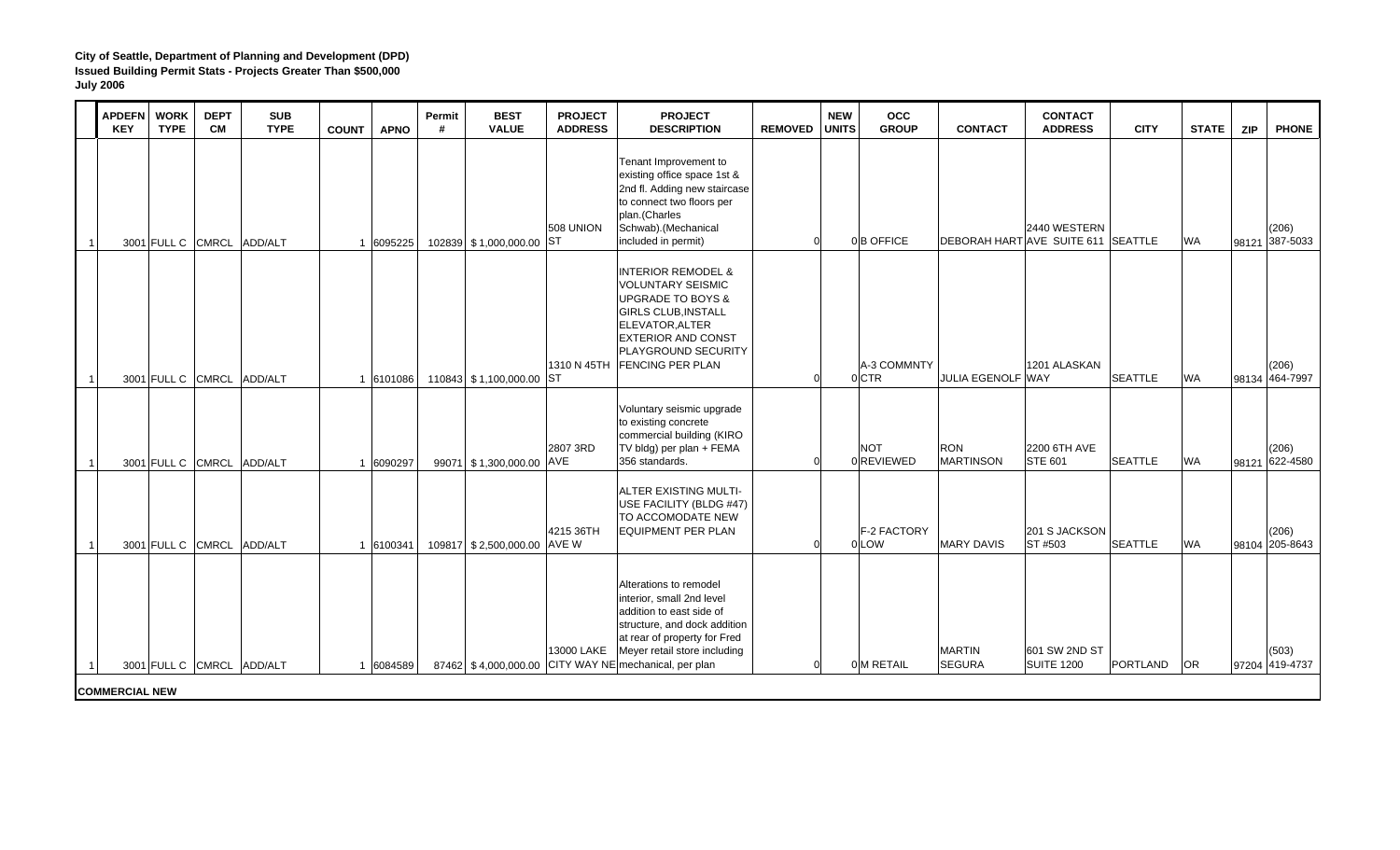**City of Seattle, Department of Planning and Development (DPD)**
**Issued Building Permit Stats - Projects Greater Than $500,000**
**July 2006**

| | APDEFN KEY | WORK TYPE | DEPT CM | SUB TYPE | COUNT | APNO | Permit # | BEST VALUE | PROJECT ADDRESS | PROJECT DESCRIPTION | REMOVED | NEW UNITS | OCC GROUP | CONTACT | CONTACT ADDRESS | CITY | STATE | ZIP | PHONE |
|---|---|---|---|---|---|---|---|---|---|---|---|---|---|---|---|---|---|---|---|
| 1 | 3001 | FULL C | CMRCL | ADD/ALT | 1 | 6095225 | 102839 | $ 1,000,000.00 | 508 UNION ST | Tenant Improvement to existing office space 1st & 2nd fl. Adding new staircase to connect two floors per plan.(Charles Schwab).(Mechanical included in permit) | 0 | 0 | B OFFICE | DEBORAH HART | 2440 WESTERN AVE SUITE 611 | SEATTLE | WA | 98121 | (206) 387-5033 |
| 1 | 3001 | FULL C | CMRCL | ADD/ALT | 1 | 6101086 | 110843 | $ 1,100,000.00 | 1310 N 45TH ST | INTERIOR REMODEL & VOLUNTARY SEISMIC UPGRADE TO BOYS & GIRLS CLUB,INSTALL ELEVATOR,ALTER EXTERIOR AND CONST PLAYGROUND SECURITY FENCING PER PLAN | 0 | 0 | A-3 COMMNTY CTR | JULIA EGENOLF | 1201 ALASKAN WAY | SEATTLE | WA | 98134 | (206) 464-7997 |
| 1 | 3001 | FULL C | CMRCL | ADD/ALT | 1 | 6090297 | 99071 | $ 1,300,000.00 | 2807 3RD AVE | Voluntary seismic upgrade to existing concrete commercial building (KIRO TV bldg) per plan + FEMA 356 standards. | 0 | 0 | NOT REVIEWED | RON MARTINSON | 2200 6TH AVE STE 601 | SEATTLE | WA | 98121 | (206) 622-4580 |
| 1 | 3001 | FULL C | CMRCL | ADD/ALT | 1 | 6100341 | 109817 | $ 2,500,000.00 | 4215 36TH AVE W | ALTER EXISTING MULTI-USE FACILITY (BLDG #47) TO ACCOMODATE NEW EQUIPMENT PER PLAN | 0 | 0 | F-2 FACTORY LOW | MARY DAVIS | 201 S JACKSON ST #503 | SEATTLE | WA | 98104 | (206) 205-8643 |
| 1 | 3001 | FULL C | CMRCL | ADD/ALT | 1 | 6084589 | 87462 | $ 4,000,000.00 | 13000 LAKE CITY WAY NE | Alterations to remodel interior, small 2nd level addition to east side of structure, and dock addition at rear of property for Fred Meyer retail store including mechanical, per plan | 0 | 0 | M RETAIL | MARTIN SEGURA | 601 SW 2ND ST SUITE 1200 | PORTLAND | OR | 97204 | (503) 419-4737 |

**COMMERCIAL NEW**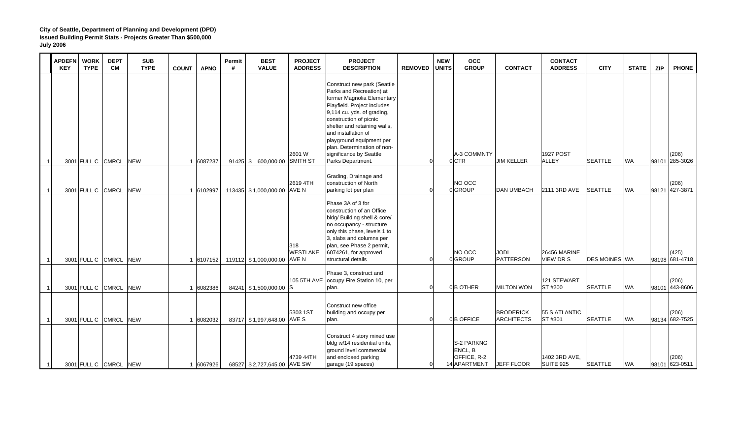**City of Seattle, Department of Planning and Development (DPD)**
**Issued Building Permit Stats - Projects Greater Than $500,000**
**July 2006**

| | APDEFN KEY | WORK TYPE | DEPT CM | SUB TYPE | COUNT | APNO | Permit # | BEST VALUE | PROJECT ADDRESS | PROJECT DESCRIPTION | REMOVED | NEW UNITS | OCC GROUP | CONTACT | CONTACT ADDRESS | CITY | STATE | ZIP | PHONE |
|---|---|---|---|---|---|---|---|---|---|---|---|---|---|---|---|---|---|---|---|
| 1 | 3001 | FULL C | CMRCL | NEW | 1 | 6087237 | 91425 | $ 600,000.00 | 2601 W SMITH ST | Construct new park (Seattle Parks and Recreation) at former Magnolia Elementary Playfield. Project includes 9,114 cu. yds. of grading, construction of picnic shelter and retaining walls, and installation of playground equipment per plan. Determination of non-significance by Seattle Parks Department. | 0 | 0 | A-3 COMMNTY CTR | JIM KELLER | 1927 POST ALLEY | SEATTLE | WA | 98101 | (206) 285-3026 |
| 1 | 3001 | FULL C | CMRCL | NEW | 1 | 6102997 | 113435 | $ 1,000,000.00 | 2619 4TH AVE N | Grading, Drainage and construction of North parking lot per plan | 0 | 0 | NO OCC GROUP | DAN UMBACH | 2111 3RD AVE | SEATTLE | WA | 98121 | (206) 427-3871 |
| 1 | 3001 | FULL C | CMRCL | NEW | 1 | 6107152 | 119112 | $ 1,000,000.00 | 318 WESTLAKE AVE N | Phase 3A of 3 for construction of an Office bldg/ Building shell & core/ no occupancy - structure only this phase, levels 1 to 3, slabs and columns per plan, see Phase 2 permit, 6074261, for approved structural details | 0 | 0 | NO OCC GROUP | JODI PATTERSON | 26456 MARINE VIEW DR S | DES MOINES | WA | 98198 | (425) 681-4718 |
| 1 | 3001 | FULL C | CMRCL | NEW | 1 | 6082386 | 84241 | $ 1,500,000.00 | 105 5TH AVE S | Phase 3, construct and occupy Fire Station 10, per plan. | 0 | 0 | B OTHER | MILTON WON | 121 STEWART ST #200 | SEATTLE | WA | 98101 | (206) 443-8606 |
| 1 | 3001 | FULL C | CMRCL | NEW | 1 | 6082032 | 83717 | $ 1,997,648.00 | 5303 1ST AVE S | Construct new office building and occupy per plan. | 0 | 0 | B OFFICE | BRODERICK ARCHITECTS | 55 S ATLANTIC ST #301 | SEATTLE | WA | 98134 | (206) 682-7525 |
| 1 | 3001 | FULL C | CMRCL | NEW | 1 | 6067926 | 68527 | $ 2,727,645.00 | 4739 44TH AVE SW | Construct 4 story mixed use bldg w/14 residential units, ground level commercial and enclosed parking garage (19 spaces) | 0 | 14 | S-2 PARKNG ENCL, B OFFICE, R-2 APARTMENT | JEFF FLOOR | 1402 3RD AVE, SUITE 925 | SEATTLE | WA | 98101 | (206) 623-0511 |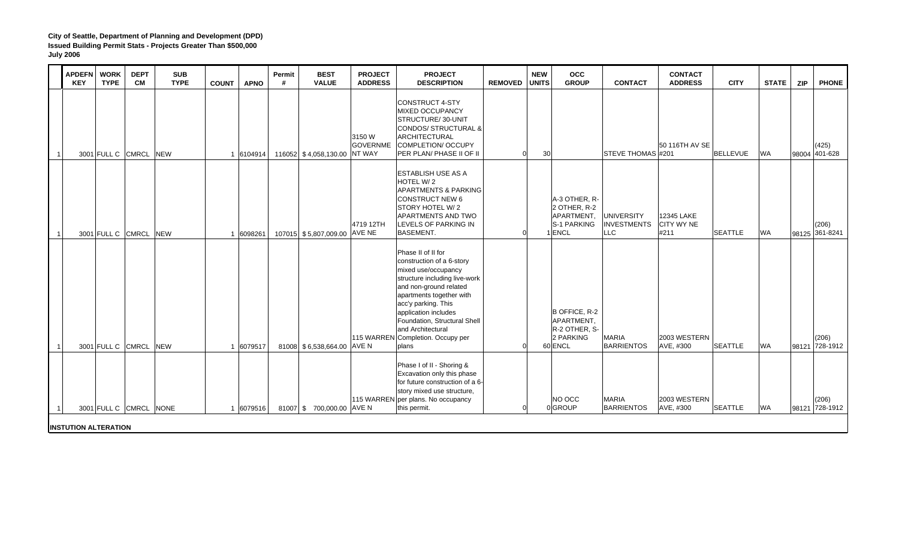**City of Seattle, Department of Planning and Development (DPD)**
**Issued Building Permit Stats - Projects Greater Than $500,000**
**July 2006**

| | APDEFN KEY | WORK TYPE | DEPT CM | SUB TYPE | COUNT | APNO | Permit # | BEST VALUE | PROJECT ADDRESS | PROJECT DESCRIPTION | REMOVED | NEW UNITS | OCC GROUP | CONTACT | CONTACT ADDRESS | CITY | STATE | ZIP | PHONE |
|---|---|---|---|---|---|---|---|---|---|---|---|---|---|---|---|---|---|---|---|
| 1 | 3001 | FULL C | CMRCL | NEW | 1 | 6104914 | 116052 | $ 4,058,130.00 | 3150 W GOVERNMENT WAY | CONSTRUCT 4-STY MIXED OCCUPANCY STRUCTURE/ 30-UNIT CONDOS/ STRUCTURAL & ARCHITECTURAL COMPLETION/ OCCUPY PER PLAN/ PHASE II OF II | 0 | 30 | | STEVE THOMAS | 50 116TH AV SE #201 | BELLEVUE | WA | 98004 | (425) 401-628 |
| 1 | 3001 | FULL C | CMRCL | NEW | 1 | 6098261 | 107015 | $ 5,807,009.00 | 4719 12TH AVE NE | ESTABLISH USE AS A HOTEL W/ 2 APARTMENTS & PARKING CONSTRUCT NEW 6 STORY HOTEL W/ 2 APARTMENTS AND TWO LEVELS OF PARKING IN BASEMENT. | 0 | 1 | A-3 OTHER, R-2 OTHER, R-2 APARTMENT, S-1 PARKING ENCL | UNIVERSITY INVESTMENTS LLC | 12345 LAKE CITY WY NE #211 | SEATTLE | WA | 98125 | (206) 361-8241 |
| 1 | 3001 | FULL C | CMRCL | NEW | 1 | 6079517 | 81008 | $ 6,538,664.00 | 115 WARREN AVE N | Phase II of II for construction of a 6-story mixed use/occupancy structure including live-work and non-ground related apartments together with acc'y parking. This application includes Foundation, Structural Shell and Architectural Completion. Occupy per plans | 0 | 60 | B OFFICE, R-2 APARTMENT, R-2 OTHER, S-2 PARKING ENCL | MARIA BARRIENTOS | 2003 WESTERN AVE, #300 | SEATTLE | WA | 98121 | (206) 728-1912 |
| 1 | 3001 | FULL C | CMRCL | NONE | 1 | 6079516 | 81007 | $ 700,000.00 | 115 WARREN AVE N | Phase I of II - Shoring & Excavation only this phase for future construction of a 6-story mixed use structure, per plans. No occupancy this permit. | 0 | 0 | NO OCC GROUP | MARIA BARRIENTOS | 2003 WESTERN AVE, #300 | SEATTLE | WA | 98121 | (206) 728-1912 |

**INSTUTION ALTERATION**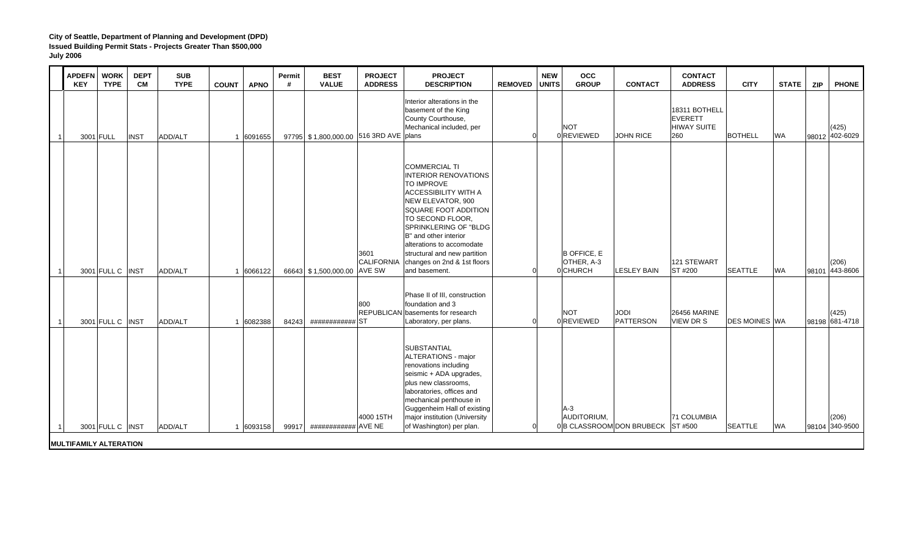**City of Seattle, Department of Planning and Development (DPD)**
**Issued Building Permit Stats - Projects Greater Than $500,000**
**July 2006**

| | APDEFN KEY | WORK TYPE | DEPT CM | SUB TYPE | COUNT | APNO | Permit # | BEST VALUE | PROJECT ADDRESS | PROJECT DESCRIPTION | REMOVED | NEW UNITS | OCC GROUP | CONTACT | CONTACT ADDRESS | CITY | STATE | ZIP | PHONE |
|---|---|---|---|---|---|---|---|---|---|---|---|---|---|---|---|---|---|---|---|
| 1 | 3001 | FULL | INST | ADD/ALT | 1 | 6091655 | 97795 | $ 1,800,000.00 | 516 3RD AVE | Interior alterations in the basement of the King County Courthouse, Mechanical included, per plans | 0 | 0 | NOT REVIEWED | JOHN RICE | 18311 BOTHELL EVERETT HIWAY SUITE 260 | BOTHELL | WA | 98012 | (425) 402-6029 |
| 1 | 3001 | FULL C | INST | ADD/ALT | 1 | 6066122 | 66643 | $ 1,500,000.00 | 3601 CALIFORNIA AVE SW | COMMERCIAL TI INTERIOR RENOVATIONS TO IMPROVE ACCESSIBILITY WITH A NEW ELEVATOR, 900 SQUARE FOOT ADDITION TO SECOND FLOOR, SPRINKLERING OF "BLDG B" and other interior alterations to accomodate structural and new partition changes on 2nd & 1st floors and basement. | 0 | 0 | B OFFICE, E OTHER, A-3 CHURCH | LESLEY BAIN | 121 STEWART ST #200 | SEATTLE | WA | 98101 | (206) 443-8606 |
| 1 | 3001 | FULL C | INST | ADD/ALT | 1 | 6082388 | 84243 | ############ | 800 REPUBLICAN ST | Phase II of III, construction foundation and 3 basements for research Laboratory, per plans. | 0 | 0 | NOT REVIEWED | JODI PATTERSON | 26456 MARINE VIEW DR S | DES MOINES | WA | 98198 | (425) 681-4718 |
| 1 | 3001 | FULL C | INST | ADD/ALT | 1 | 6093158 | 99917 | ############ | 4000 15TH AVE NE | SUBSTANTIAL ALTERATIONS - major renovations including seismic + ADA upgrades, plus new classrooms, laboratories, offices and mechanical penthouse in Guggenheim Hall of existing major institution (University of Washington) per plan. | 0 | 0 | A-3 AUDITORIUM, B CLASSROOM | DON BRUBECK | 71 COLUMBIA ST #500 | SEATTLE | WA | 98104 | (206) 340-9500 |

**MULTIFAMILY ALTERATION**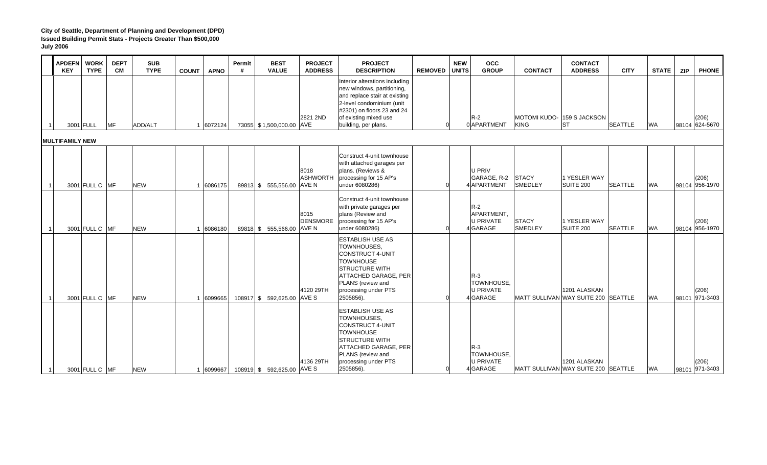**City of Seattle, Department of Planning and Development (DPD)**
**Issued Building Permit Stats - Projects Greater Than $500,000**
**July 2006**

| | APDEFN KEY | WORK TYPE | DEPT CM | SUB TYPE | COUNT | APNO | Permit # | BEST VALUE | PROJECT ADDRESS | PROJECT DESCRIPTION | REMOVED | NEW UNITS | OCC GROUP | CONTACT | CONTACT ADDRESS | CITY | STATE | ZIP | PHONE |
|---|---|---|---|---|---|---|---|---|---|---|---|---|---|---|---|---|---|---|---|
| 1 | 3001 | FULL | MF | ADD/ALT | 1 | 6072124 | 73055 | $ 1,500,000.00 | 2821 2ND AVE | Interior alterations including new windows, partitioning, and replace stair at existing 2-level condominium (unit #2301) on floors 23 and 24 of existing mixed use building, per plans. | 0 | 0 | R-2 APARTMENT | MOTOMI KUDO-KING | 159 S JACKSON ST | SEATTLE | WA | 98104 | (206) 624-5670 |
| **MULTIFAMILY NEW** | | | | | | | | | | | | | | | | | | | |
| 1 | 3001 | FULL C | MF | NEW | 1 | 6086175 | 89813 | $ 555,556.00 | 8018 ASHWORTH AVE N | Construct 4-unit townhouse with attached garages per plans. (Reviews & processing for 15 AP's under 6080286) | 0 | 4 | U PRIV GARAGE, R-2 APARTMENT | STACY SMEDLEY | 1 YESLER WAY SUITE 200 | SEATTLE | WA | 98104 | (206) 956-1970 |
| 1 | 3001 | FULL C | MF | NEW | 1 | 6086180 | 89818 | $ 555,566.00 | 8015 DENSMORE AVE N | Construct 4-unit townhouse with private garages per plans (Review and processing for 15 AP's under 6080286) | 0 | 4 | R-2 APARTMENT, U PRIVATE GARAGE | STACY SMEDLEY | 1 YESLER WAY SUITE 200 | SEATTLE | WA | 98104 | (206) 956-1970 |
| 1 | 3001 | FULL C | MF | NEW | 1 | 6099665 | 108917 | $ 592,625.00 | 4120 29TH AVE S | ESTABLISH USE AS TOWNHOUSES, CONSTRUCT 4-UNIT TOWNHOUSE STRUCTURE WITH ATTACHED GARAGE, PER PLANS (review and processing under PTS 2505856). | 0 | 4 | R-3 TOWNHOUSE, U PRIVATE GARAGE | MATT SULLIVAN | 1201 ALASKAN WAY SUITE 200 | SEATTLE | WA | 98101 | (206) 971-3403 |
| 1 | 3001 | FULL C | MF | NEW | 1 | 6099667 | 108919 | $ 592,625.00 | 4136 29TH AVE S | ESTABLISH USE AS TOWNHOUSES, CONSTRUCT 4-UNIT TOWNHOUSE STRUCTURE WITH ATTACHED GARAGE, PER PLANS (review and processing under PTS 2505856). | 0 | 4 | R-3 TOWNHOUSE, U PRIVATE GARAGE | MATT SULLIVAN | 1201 ALASKAN WAY SUITE 200 | SEATTLE | WA | 98101 | (206) 971-3403 |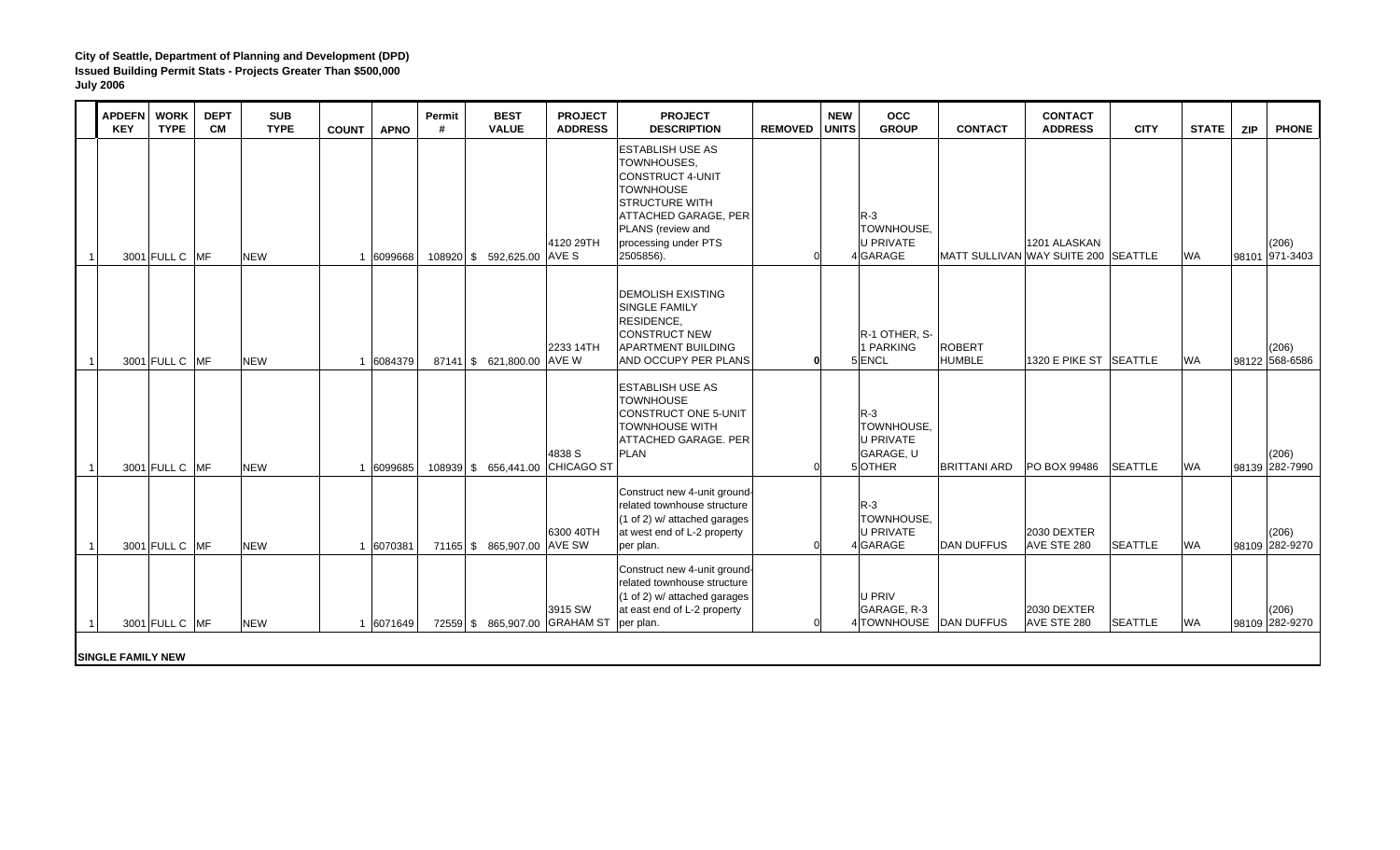**City of Seattle, Department of Planning and Development (DPD)**
**Issued Building Permit Stats - Projects Greater Than $500,000**
**July 2006**

| | APDEFN KEY | WORK TYPE | DEPT CM | SUB TYPE | COUNT | APNO | Permit # | BEST VALUE | PROJECT ADDRESS | PROJECT DESCRIPTION | REMOVED | NEW UNITS | OCC GROUP | CONTACT | CONTACT ADDRESS | CITY | STATE | ZIP | PHONE |
|---|---|---|---|---|---|---|---|---|---|---|---|---|---|---|---|---|---|---|---|
| 1 | 3001 | FULL C | MF | NEW | 1 | 6099668 | 108920 | $ 592,625.00 | 4120 29TH AVE S | ESTABLISH USE AS TOWNHOUSES, CONSTRUCT 4-UNIT TOWNHOUSE STRUCTURE WITH ATTACHED GARAGE, PER PLANS (review and processing under PTS 2505856). | 0 | 4 | R-3 TOWNHOUSE, U PRIVATE GARAGE | MATT SULLIVAN | 1201 ALASKAN WAY SUITE 200 | SEATTLE | WA | 98101 | (206) 971-3403 |
| 1 | 3001 | FULL C | MF | NEW | 1 | 6084379 | 87141 | $ 621,800.00 | 2233 14TH AVE W | DEMOLISH EXISTING SINGLE FAMILY RESIDENCE, CONSTRUCT NEW APARTMENT BUILDING AND OCCUPY PER PLANS | **0** | 5 | R-1 OTHER, S-1 PARKING ENCL | ROBERT HUMBLE | 1320 E PIKE ST | SEATTLE | WA | 98122 | (206) 568-6586 |
| 1 | 3001 | FULL C | MF | NEW | 1 | 6099685 | 108939 | $ 656,441.00 | 4838 S CHICAGO ST | ESTABLISH USE AS TOWNHOUSE CONSTRUCT ONE 5-UNIT TOWNHOUSE WITH ATTACHED GARAGE. PER PLAN | 0 | 5 | R-3 TOWNHOUSE, U PRIVATE GARAGE, U OTHER | BRITTANI ARD | PO BOX 99486 | SEATTLE | WA | 98139 | (206) 282-7990 |
| 1 | 3001 | FULL C | MF | NEW | 1 | 6070381 | 71165 | $ 865,907.00 | 6300 40TH AVE SW | Construct new 4-unit ground-related townhouse structure (1 of 2) w/ attached garages at west end of L-2 property per plan. | 0 | 4 | R-3 TOWNHOUSE, U PRIVATE GARAGE | DAN DUFFUS | 2030 DEXTER AVE STE 280 | SEATTLE | WA | 98109 | (206) 282-9270 |
| 1 | 3001 | FULL C | MF | NEW | 1 | 6071649 | 72559 | $ 865,907.00 | 3915 SW GRAHAM ST | Construct new 4-unit ground-related townhouse structure (1 of 2) w/ attached garages at east end of L-2 property per plan. | 0 | 4 | U PRIV GARAGE, R-3 TOWNHOUSE | DAN DUFFUS | 2030 DEXTER AVE STE 280 | SEATTLE | WA | 98109 | (206) 282-9270 |

**SINGLE FAMILY NEW**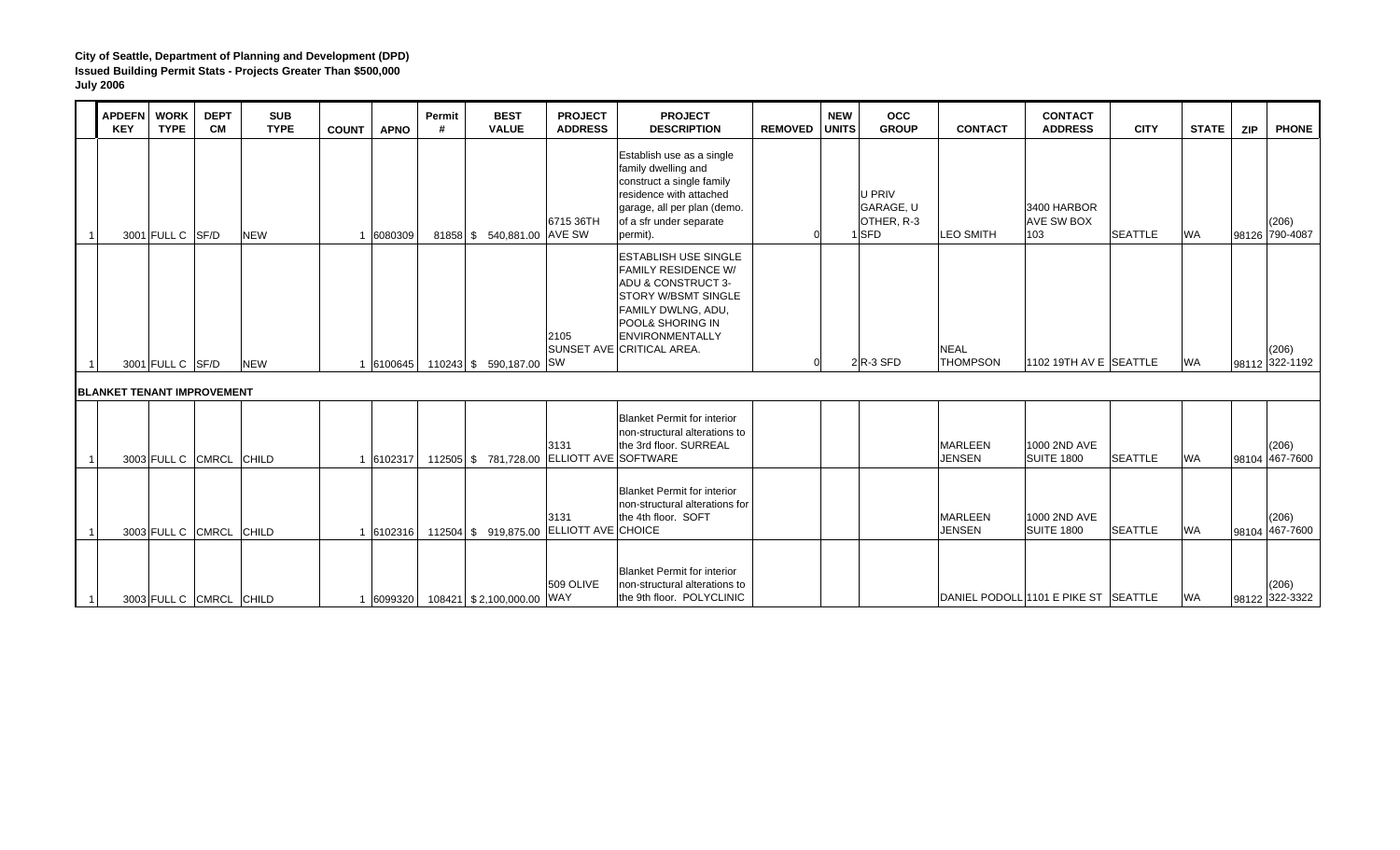**City of Seattle, Department of Planning and Development (DPD)**
**Issued Building Permit Stats - Projects Greater Than $500,000**
**July 2006**

| | APDEFN KEY | WORK TYPE | DEPT CM | SUB TYPE | COUNT | APNO | Permit # | BEST VALUE | PROJECT ADDRESS | PROJECT DESCRIPTION | REMOVED | NEW UNITS | OCC GROUP | CONTACT | CONTACT ADDRESS | CITY | STATE | ZIP | PHONE |
|---|---|---|---|---|---|---|---|---|---|---|---|---|---|---|---|---|---|---|---|
| 1 | 3001 | FULL C | SF/D | NEW | 1 | 6080309 | 81858 | $ 540,881.00 | 6715 36TH AVE SW | Establish use as a single family dwelling and construct a single family residence with attached garage, all per plan (demo. of a sfr under separate permit). | 0 | 1 | U PRIV GARAGE, U OTHER, R-3 SFD | LEO SMITH | 3400 HARBOR AVE SW BOX 103 | SEATTLE | WA | 98126 | (206) 790-4087 |
| 1 | 3001 | FULL C | SF/D | NEW | 1 | 6100645 | 110243 | $ 590,187.00 | 2105 SUNSET AVE SW | ESTABLISH USE SINGLE FAMILY RESIDENCE W/ ADU & CONSTRUCT 3-STORY W/BSMT SINGLE FAMILY DWLNG, ADU, POOL& SHORING IN ENVIRONMENTALLY CRITICAL AREA. | 0 | 2 | R-3 SFD | NEAL THOMPSON | 1102 19TH AV E | SEATTLE | WA | 98112 | (206) 322-1192 |
| **BLANKET TENANT IMPROVEMENT** | | | | | | | | | | | | | | | | | | | |
| 1 | 3003 | FULL C | CMRCL | CHILD | 1 | 6102317 | 112505 | $ 781,728.00 | 3131 ELLIOTT AVE | Blanket Permit for interior non-structural alterations to the 3rd floor. SURREAL SOFTWARE | | | | MARLEEN JENSEN | 1000 2ND AVE SUITE 1800 | SEATTLE | WA | 98104 | (206) 467-7600 |
| 1 | 3003 | FULL C | CMRCL | CHILD | 1 | 6102316 | 112504 | $ 919,875.00 | 3131 ELLIOTT AVE | Blanket Permit for interior non-structural alterations for the 4th floor. SOFT CHOICE | | | | MARLEEN JENSEN | 1000 2ND AVE SUITE 1800 | SEATTLE | WA | 98104 | (206) 467-7600 |
| 1 | 3003 | FULL C | CMRCL | CHILD | 1 | 6099320 | 108421 | $ 2,100,000.00 | 509 OLIVE WAY | Blanket Permit for interior non-structural alterations to the 9th floor. POLYCLINIC | | | | DANIEL PODOLL | 1101 E PIKE ST | SEATTLE | WA | 98122 | (206) 322-3322 |